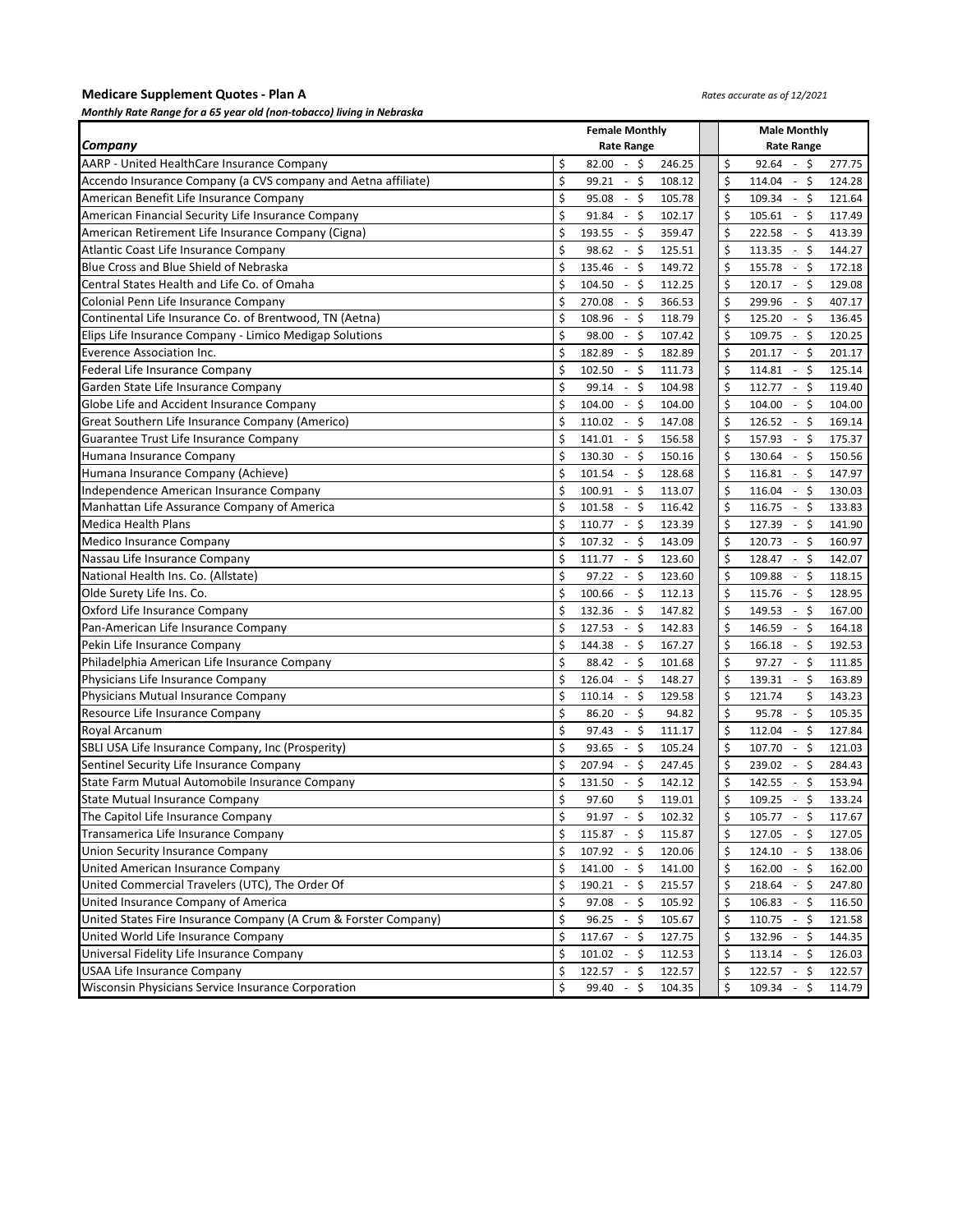**Medicare Supplement Quotes - Plan A**

*Rates accurate as of 12/2021*

***Monthly Rate Range for a 65 year old (non-tobacco) living in Nebraska***

| *Company* | Female Monthly Rate Range | Male Monthly Rate Range |
|---|---|---|
| AARP - United HealthCare Insurance Company | $ 82.00 - $ 246.25 | $ 92.64 - $ 277.75 |
| Accendo Insurance Company (a CVS company and Aetna affiliate) | $ 99.21 - $ 108.12 | $ 114.04 - $ 124.28 |
| American Benefit Life Insurance Company | $ 95.08 - $ 105.78 | $ 109.34 - $ 121.64 |
| American Financial Security Life Insurance Company | $ 91.84 - $ 102.17 | $ 105.61 - $ 117.49 |
| American Retirement Life Insurance Company (Cigna) | $ 193.55 - $ 359.47 | $ 222.58 - $ 413.39 |
| Atlantic Coast Life Insurance Company | $ 98.62 - $ 125.51 | $ 113.35 - $ 144.27 |
| Blue Cross and Blue Shield of Nebraska | $ 135.46 - $ 149.72 | $ 155.78 - $ 172.18 |
| Central States Health and Life Co. of Omaha | $ 104.50 - $ 112.25 | $ 120.17 - $ 129.08 |
| Colonial Penn Life Insurance Company | $ 270.08 - $ 366.53 | $ 299.96 - $ 407.17 |
| Continental Life Insurance Co. of Brentwood, TN (Aetna) | $ 108.96 - $ 118.79 | $ 125.20 - $ 136.45 |
| Elips Life Insurance Company - Limico Medigap Solutions | $ 98.00 - $ 107.42 | $ 109.75 - $ 120.25 |
| Everence Association Inc. | $ 182.89 - $ 182.89 | $ 201.17 - $ 201.17 |
| Federal Life Insurance Company | $ 102.50 - $ 111.73 | $ 114.81 - $ 125.14 |
| Garden State Life Insurance Company | $ 99.14 - $ 104.98 | $ 112.77 - $ 119.40 |
| Globe Life and Accident Insurance Company | $ 104.00 - $ 104.00 | $ 104.00 - $ 104.00 |
| Great Southern Life Insurance Company (Americo) | $ 110.02 - $ 147.08 | $ 126.52 - $ 169.14 |
| Guarantee Trust Life Insurance Company | $ 141.01 - $ 156.58 | $ 157.93 - $ 175.37 |
| Humana Insurance Company | $ 130.30 - $ 150.16 | $ 130.64 - $ 150.56 |
| Humana Insurance Company (Achieve) | $ 101.54 - $ 128.68 | $ 116.81 - $ 147.97 |
| Independence American Insurance Company | $ 100.91 - $ 113.07 | $ 116.04 - $ 130.03 |
| Manhattan Life Assurance Company of America | $ 101.58 - $ 116.42 | $ 116.75 - $ 133.83 |
| Medica Health Plans | $ 110.77 - $ 123.39 | $ 127.39 - $ 141.90 |
| Medico Insurance Company | $ 107.32 - $ 143.09 | $ 120.73 - $ 160.97 |
| Nassau Life Insurance Company | $ 111.77 - $ 123.60 | $ 128.47 - $ 142.07 |
| National Health Ins. Co. (Allstate) | $ 97.22 - $ 123.60 | $ 109.88 - $ 118.15 |
| Olde Surety Life Ins. Co. | $ 100.66 - $ 112.13 | $ 115.76 - $ 128.95 |
| Oxford Life Insurance Company | $ 132.36 - $ 147.82 | $ 149.53 - $ 167.00 |
| Pan-American Life Insurance Company | $ 127.53 - $ 142.83 | $ 146.59 - $ 164.18 |
| Pekin Life Insurance Company | $ 144.38 - $ 167.27 | $ 166.18 - $ 192.53 |
| Philadelphia American Life Insurance Company | $ 88.42 - $ 101.68 | $ 97.27 - $ 111.85 |
| Physicians Life Insurance Company | $ 126.04 - $ 148.27 | $ 139.31 - $ 163.89 |
| Physicians Mutual Insurance Company | $ 110.14 - $ 129.58 | $ 121.74 $ 143.23 |
| Resource Life Insurance Company | $ 86.20 - $ 94.82 | $ 95.78 - $ 105.35 |
| Royal Arcanum | $ 97.43 - $ 111.17 | $ 112.04 - $ 127.84 |
| SBLI USA Life Insurance Company, Inc (Prosperity) | $ 93.65 - $ 105.24 | $ 107.70 - $ 121.03 |
| Sentinel Security Life Insurance Company | $ 207.94 - $ 247.45 | $ 239.02 - $ 284.43 |
| State Farm Mutual Automobile Insurance Company | $ 131.50 - $ 142.12 | $ 142.55 - $ 153.94 |
| State Mutual Insurance Company | $ 97.60 $ 119.01 | $ 109.25 - $ 133.24 |
| The Capitol Life Insurance Company | $ 91.97 - $ 102.32 | $ 105.77 - $ 117.67 |
| Transamerica Life Insurance Company | $ 115.87 - $ 115.87 | $ 127.05 - $ 127.05 |
| Union Security Insurance Company | $ 107.92 - $ 120.06 | $ 124.10 - $ 138.06 |
| United American Insurance Company | $ 141.00 - $ 141.00 | $ 162.00 - $ 162.00 |
| United Commercial Travelers (UTC), The Order Of | $ 190.21 - $ 215.57 | $ 218.64 - $ 247.80 |
| United Insurance Company of America | $ 97.08 - $ 105.92 | $ 106.83 - $ 116.50 |
| United States Fire Insurance Company (A Crum & Forster Company) | $ 96.25 - $ 105.67 | $ 110.75 - $ 121.58 |
| United World Life Insurance Company | $ 117.67 - $ 127.75 | $ 132.96 - $ 144.35 |
| Universal Fidelity Life Insurance Company | $ 101.02 - $ 112.53 | $ 113.14 - $ 126.03 |
| USAA Life Insurance Company | $ 122.57 - $ 122.57 | $ 122.57 - $ 122.57 |
| Wisconsin Physicians Service Insurance Corporation | $ 99.40 - $ 104.35 | $ 109.34 - $ 114.79 |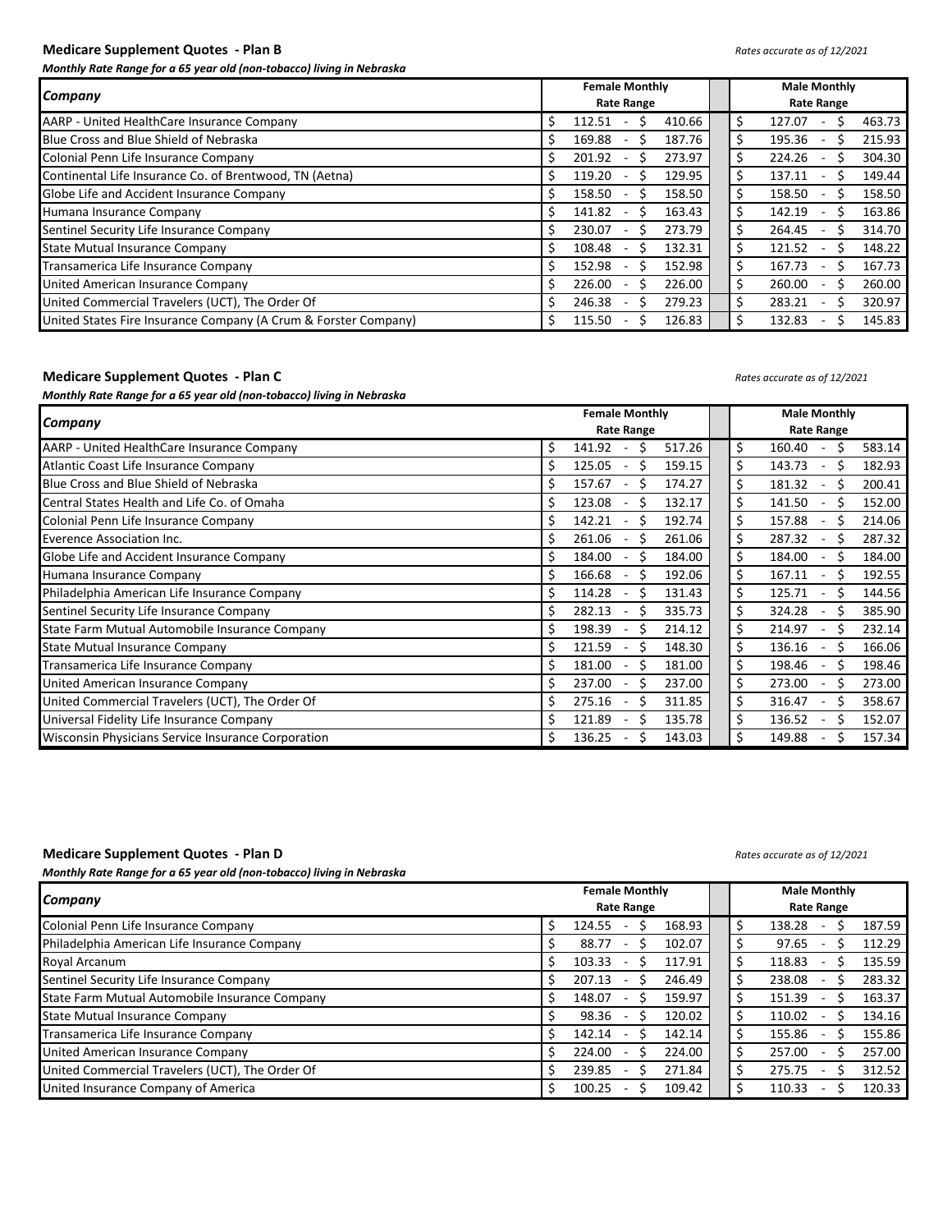## Medicare Supplement Quotes - Plan B

*Rates accurate as of 12/2021*

***Monthly Rate Range for a 65 year old (non-tobacco) living in Nebraska***

| Company | Female Monthly Rate Range | Male Monthly Rate Range |
|---|---|---|
| AARP - United HealthCare Insurance Company | $ 112.51 - $ 410.66 | $ 127.07 - $ 463.73 |
| Blue Cross and Blue Shield of Nebraska | $ 169.88 - $ 187.76 | $ 195.36 - $ 215.93 |
| Colonial Penn Life Insurance Company | $ 201.92 - $ 273.97 | $ 224.26 - $ 304.30 |
| Continental Life Insurance Co. of Brentwood, TN (Aetna) | $ 119.20 - $ 129.95 | $ 137.11 - $ 149.44 |
| Globe Life and Accident Insurance Company | $ 158.50 - $ 158.50 | $ 158.50 - $ 158.50 |
| Humana Insurance Company | $ 141.82 - $ 163.43 | $ 142.19 - $ 163.86 |
| Sentinel Security Life Insurance Company | $ 230.07 - $ 273.79 | $ 264.45 - $ 314.70 |
| State Mutual Insurance Company | $ 108.48 - $ 132.31 | $ 121.52 - $ 148.22 |
| Transamerica Life Insurance Company | $ 152.98 - $ 152.98 | $ 167.73 - $ 167.73 |
| United American Insurance Company | $ 226.00 - $ 226.00 | $ 260.00 - $ 260.00 |
| United Commercial Travelers (UCT), The Order Of | $ 246.38 - $ 279.23 | $ 283.21 - $ 320.97 |
| United States Fire Insurance Company (A Crum & Forster Company) | $ 115.50 - $ 126.83 | $ 132.83 - $ 145.83 |

## Medicare Supplement Quotes - Plan C

*Rates accurate as of 12/2021*

***Monthly Rate Range for a 65 year old (non-tobacco) living in Nebraska***

| Company | Female Monthly Rate Range | Male Monthly Rate Range |
|---|---|---|
| AARP - United HealthCare Insurance Company | $ 141.92 - $ 517.26 | $ 160.40 - $ 583.14 |
| Atlantic Coast Life Insurance Company | $ 125.05 - $ 159.15 | $ 143.73 - $ 182.93 |
| Blue Cross and Blue Shield of Nebraska | $ 157.67 - $ 174.27 | $ 181.32 - $ 200.41 |
| Central States Health and Life Co. of Omaha | $ 123.08 - $ 132.17 | $ 141.50 - $ 152.00 |
| Colonial Penn Life Insurance Company | $ 142.21 - $ 192.74 | $ 157.88 - $ 214.06 |
| Everence Association Inc. | $ 261.06 - $ 261.06 | $ 287.32 - $ 287.32 |
| Globe Life and Accident Insurance Company | $ 184.00 - $ 184.00 | $ 184.00 - $ 184.00 |
| Humana Insurance Company | $ 166.68 - $ 192.06 | $ 167.11 - $ 192.55 |
| Philadelphia American Life Insurance Company | $ 114.28 - $ 131.43 | $ 125.71 - $ 144.56 |
| Sentinel Security Life Insurance Company | $ 282.13 - $ 335.73 | $ 324.28 - $ 385.90 |
| State Farm Mutual Automobile Insurance Company | $ 198.39 - $ 214.12 | $ 214.97 - $ 232.14 |
| State Mutual Insurance Company | $ 121.59 - $ 148.30 | $ 136.16 - $ 166.06 |
| Transamerica Life Insurance Company | $ 181.00 - $ 181.00 | $ 198.46 - $ 198.46 |
| United American Insurance Company | $ 237.00 - $ 237.00 | $ 273.00 - $ 273.00 |
| United Commercial Travelers (UCT), The Order Of | $ 275.16 - $ 311.85 | $ 316.47 - $ 358.67 |
| Universal Fidelity Life Insurance Company | $ 121.89 - $ 135.78 | $ 136.52 - $ 152.07 |
| Wisconsin Physicians Service Insurance Corporation | $ 136.25 - $ 143.03 | $ 149.88 - $ 157.34 |

## Medicare Supplement Quotes - Plan D

*Rates accurate as of 12/2021*

***Monthly Rate Range for a 65 year old (non-tobacco) living in Nebraska***

| Company | Female Monthly Rate Range | Male Monthly Rate Range |
|---|---|---|
| Colonial Penn Life Insurance Company | $ 124.55 - $ 168.93 | $ 138.28 - $ 187.59 |
| Philadelphia American Life Insurance Company | $ 88.77 - $ 102.07 | $ 97.65 - $ 112.29 |
| Royal Arcanum | $ 103.33 - $ 117.91 | $ 118.83 - $ 135.59 |
| Sentinel Security Life Insurance Company | $ 207.13 - $ 246.49 | $ 238.08 - $ 283.32 |
| State Farm Mutual Automobile Insurance Company | $ 148.07 - $ 159.97 | $ 151.39 - $ 163.37 |
| State Mutual Insurance Company | $ 98.36 - $ 120.02 | $ 110.02 - $ 134.16 |
| Transamerica Life Insurance Company | $ 142.14 - $ 142.14 | $ 155.86 - $ 155.86 |
| United American Insurance Company | $ 224.00 - $ 224.00 | $ 257.00 - $ 257.00 |
| United Commercial Travelers (UCT), The Order Of | $ 239.85 - $ 271.84 | $ 275.75 - $ 312.52 |
| United Insurance Company of America | $ 100.25 - $ 109.42 | $ 110.33 - $ 120.33 |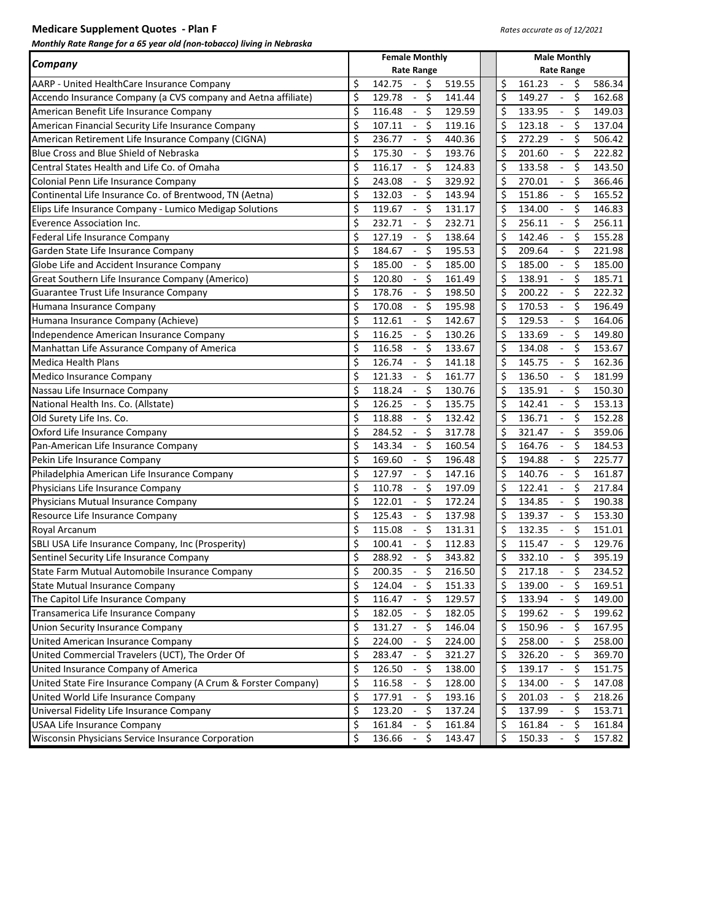**Medicare Supplement Quotes - Plan F**

*Rates accurate as of 12/2021*

***Monthly Rate Range for a 65 year old (non-tobacco) living in Nebraska***

| Company | Female Monthly Rate Range | Male Monthly Rate Range |
|---|---|---|
| AARP - United HealthCare Insurance Company | $ 142.75 - $ 519.55 | $ 161.23 - $ 586.34 |
| Accendo Insurance Company (a CVS company and Aetna affiliate) | $ 129.78 - $ 141.44 | $ 149.27 - $ 162.68 |
| American Benefit Life Insurance Company | $ 116.48 - $ 129.59 | $ 133.95 - $ 149.03 |
| American Financial Security Life Insurance Company | $ 107.11 - $ 119.16 | $ 123.18 - $ 137.04 |
| American Retirement Life Insurance Company (CIGNA) | $ 236.77 - $ 440.36 | $ 272.29 - $ 506.42 |
| Blue Cross and Blue Shield of Nebraska | $ 175.30 - $ 193.76 | $ 201.60 - $ 222.82 |
| Central States Health and Life Co. of Omaha | $ 116.17 - $ 124.83 | $ 133.58 - $ 143.50 |
| Colonial Penn Life Insurance Company | $ 243.08 - $ 329.92 | $ 270.01 - $ 366.46 |
| Continental Life Insurance Co. of Brentwood, TN (Aetna) | $ 132.03 - $ 143.94 | $ 151.86 - $ 165.52 |
| Elips Life Insurance Company - Lumico Medigap Solutions | $ 119.67 - $ 131.17 | $ 134.00 - $ 146.83 |
| Everence Association Inc. | $ 232.71 - $ 232.71 | $ 256.11 - $ 256.11 |
| Federal Life Insurance Company | $ 127.19 - $ 138.64 | $ 142.46 - $ 155.28 |
| Garden State Life Insurance Company | $ 184.67 - $ 195.53 | $ 209.64 - $ 221.98 |
| Globe Life and Accident Insurance Company | $ 185.00 - $ 185.00 | $ 185.00 - $ 185.00 |
| Great Southern Life Insurance Company (Americo) | $ 120.80 - $ 161.49 | $ 138.91 - $ 185.71 |
| Guarantee Trust Life Insurance Company | $ 178.76 - $ 198.50 | $ 200.22 - $ 222.32 |
| Humana Insurance Company | $ 170.08 - $ 195.98 | $ 170.53 - $ 196.49 |
| Humana Insurance Company (Achieve) | $ 112.61 - $ 142.67 | $ 129.53 - $ 164.06 |
| Independence American Insurance Company | $ 116.25 - $ 130.26 | $ 133.69 - $ 149.80 |
| Manhattan Life Assurance Company of America | $ 116.58 - $ 133.67 | $ 134.08 - $ 153.67 |
| Medica Health Plans | $ 126.74 - $ 141.18 | $ 145.75 - $ 162.36 |
| Medico Insurance Company | $ 121.33 - $ 161.77 | $ 136.50 - $ 181.99 |
| Nassau Life Insurnace Company | $ 118.24 - $ 130.76 | $ 135.91 - $ 150.30 |
| National Health Ins. Co. (Allstate) | $ 126.25 - $ 135.75 | $ 142.41 - $ 153.13 |
| Old Surety Life Ins. Co. | $ 118.88 - $ 132.42 | $ 136.71 - $ 152.28 |
| Oxford Life Insurance Company | $ 284.52 - $ 317.78 | $ 321.47 - $ 359.06 |
| Pan-American Life Insurance Company | $ 143.34 - $ 160.54 | $ 164.76 - $ 184.53 |
| Pekin Life Insurance Company | $ 169.60 - $ 196.48 | $ 194.88 - $ 225.77 |
| Philadelphia American Life Insurance Company | $ 127.97 - $ 147.16 | $ 140.76 - $ 161.87 |
| Physicians Life Insurance Company | $ 110.78 - $ 197.09 | $ 122.41 - $ 217.84 |
| Physicians Mutual Insurance Company | $ 122.01 - $ 172.24 | $ 134.85 - $ 190.38 |
| Resource Life Insurance Company | $ 125.43 - $ 137.98 | $ 139.37 - $ 153.30 |
| Royal Arcanum | $ 115.08 - $ 131.31 | $ 132.35 - $ 151.01 |
| SBLI USA Life Insurance Company, Inc (Prosperity) | $ 100.41 - $ 112.83 | $ 115.47 - $ 129.76 |
| Sentinel Security Life Insurance Company | $ 288.92 - $ 343.82 | $ 332.10 - $ 395.19 |
| State Farm Mutual Automobile Insurance Company | $ 200.35 - $ 216.50 | $ 217.18 - $ 234.52 |
| State Mutual Insurance Company | $ 124.04 - $ 151.33 | $ 139.00 - $ 169.51 |
| The Capitol Life Insurance Company | $ 116.47 - $ 129.57 | $ 133.94 - $ 149.00 |
| Transamerica Life Insurance Company | $ 182.05 - $ 182.05 | $ 199.62 - $ 199.62 |
| Union Security Insurance Company | $ 131.27 - $ 146.04 | $ 150.96 - $ 167.95 |
| United American Insurance Company | $ 224.00 - $ 224.00 | $ 258.00 - $ 258.00 |
| United Commercial Travelers (UCT), The Order Of | $ 283.47 - $ 321.27 | $ 326.20 - $ 369.70 |
| United Insurance Company of America | $ 126.50 - $ 138.00 | $ 139.17 - $ 151.75 |
| United State Fire Insurance Company (A Crum & Forster Company) | $ 116.58 - $ 128.00 | $ 134.00 - $ 147.08 |
| United World Life Insurance Company | $ 177.91 - $ 193.16 | $ 201.03 - $ 218.26 |
| Universal Fidelity Life Insurance Company | $ 123.20 - $ 137.24 | $ 137.99 - $ 153.71 |
| USAA Life Insurance Company | $ 161.84 - $ 161.84 | $ 161.84 - $ 161.84 |
| Wisconsin Physicians Service Insurance Corporation | $ 136.66 - $ 143.47 | $ 150.33 - $ 157.82 |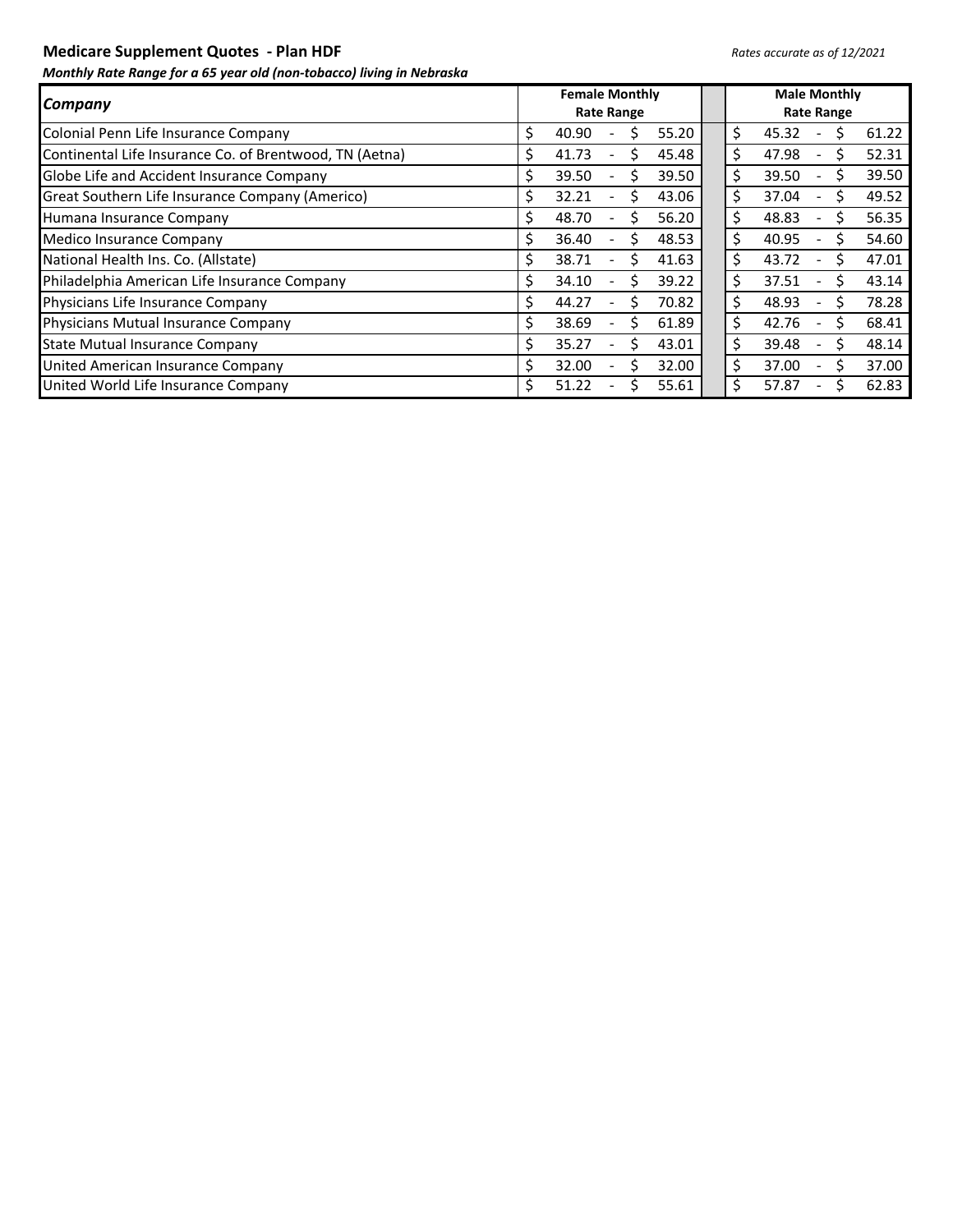**Medicare Supplement Quotes - Plan HDF**

*Rates accurate as of 12/2021*

***Monthly Rate Range for a 65 year old (non-tobacco) living in Nebraska***

| ***Company*** | **Female Monthly Rate Range** | **Male Monthly Rate Range** |
|---|---|---|
| Colonial Penn Life Insurance Company | \$ 40.90 - \$ 55.20 | \$ 45.32 - \$ 61.22 |
| Continental Life Insurance Co. of Brentwood, TN (Aetna) | \$ 41.73 - \$ 45.48 | \$ 47.98 - \$ 52.31 |
| Globe Life and Accident Insurance Company | \$ 39.50 - \$ 39.50 | \$ 39.50 - \$ 39.50 |
| Great Southern Life Insurance Company (Americo) | \$ 32.21 - \$ 43.06 | \$ 37.04 - \$ 49.52 |
| Humana Insurance Company | \$ 48.70 - \$ 56.20 | \$ 48.83 - \$ 56.35 |
| Medico Insurance Company | \$ 36.40 - \$ 48.53 | \$ 40.95 - \$ 54.60 |
| National Health Ins. Co. (Allstate) | \$ 38.71 - \$ 41.63 | \$ 43.72 - \$ 47.01 |
| Philadelphia American Life Insurance Company | \$ 34.10 - \$ 39.22 | \$ 37.51 - \$ 43.14 |
| Physicians Life Insurance Company | \$ 44.27 - \$ 70.82 | \$ 48.93 - \$ 78.28 |
| Physicians Mutual Insurance Company | \$ 38.69 - \$ 61.89 | \$ 42.76 - \$ 68.41 |
| State Mutual Insurance Company | \$ 35.27 - \$ 43.01 | \$ 39.48 - \$ 48.14 |
| United American Insurance Company | \$ 32.00 - \$ 32.00 | \$ 37.00 - \$ 37.00 |
| United World Life Insurance Company | \$ 51.22 - \$ 55.61 | \$ 57.87 - \$ 62.83 |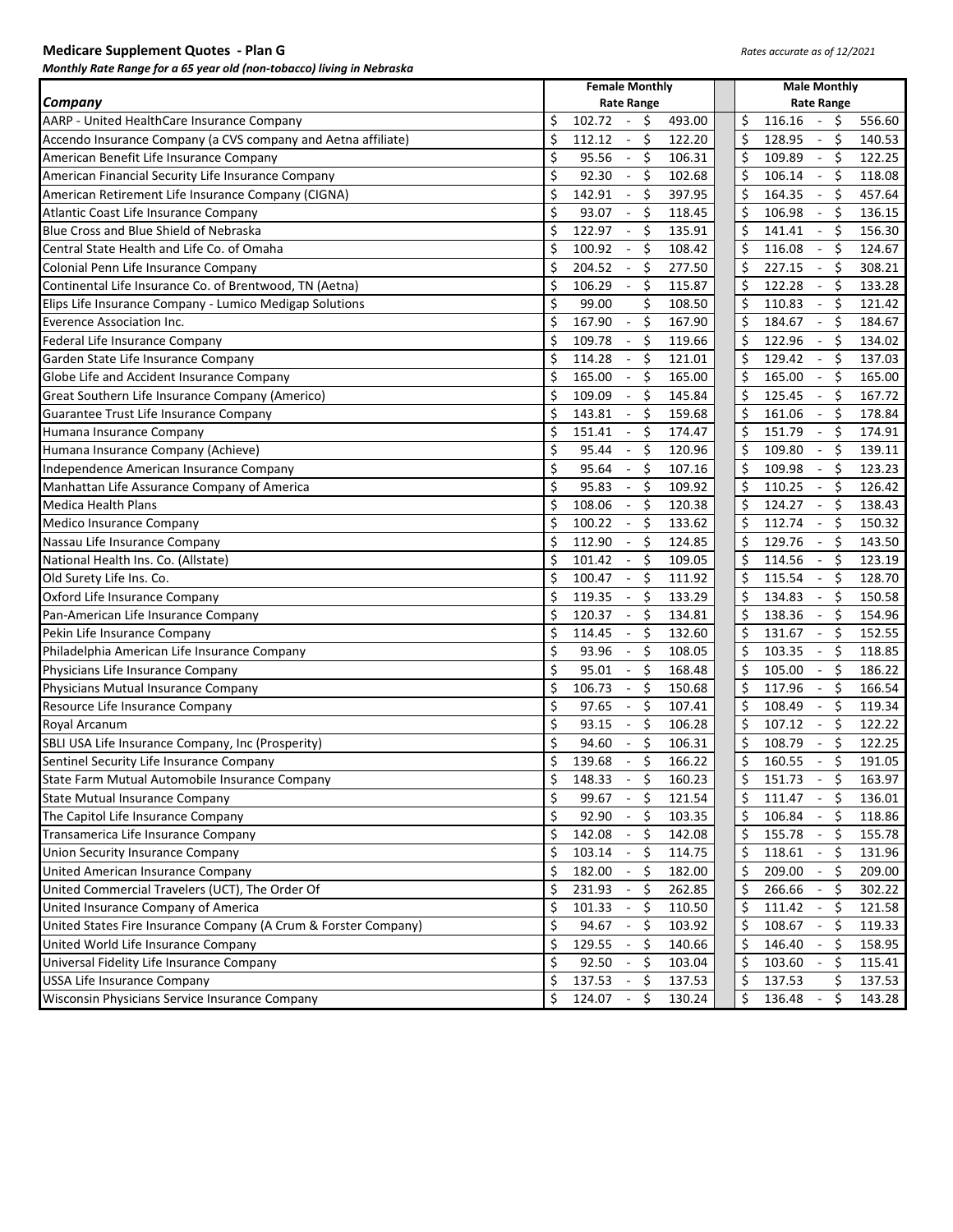**Medicare Supplement Quotes - Plan G**

*Rates accurate as of 12/2021*

***Monthly Rate Range for a 65 year old (non-tobacco) living in Nebraska***

| *Company* | Female Monthly Rate Range | Male Monthly Rate Range |
|---|---|---|
| AARP - United HealthCare Insurance Company | $ 102.72 - $ 493.00 | $ 116.16 - $ 556.60 |
| Accendo Insurance Company (a CVS company and Aetna affiliate) | $ 112.12 - $ 122.20 | $ 128.95 - $ 140.53 |
| American Benefit Life Insurance Company | $ 95.56 - $ 106.31 | $ 109.89 - $ 122.25 |
| American Financial Security Life Insurance Company | $ 92.30 - $ 102.68 | $ 106.14 - $ 118.08 |
| American Retirement Life Insurance Company (CIGNA) | $ 142.91 - $ 397.95 | $ 164.35 - $ 457.64 |
| Atlantic Coast Life Insurance Company | $ 93.07 - $ 118.45 | $ 106.98 - $ 136.15 |
| Blue Cross and Blue Shield of Nebraska | $ 122.97 - $ 135.91 | $ 141.41 - $ 156.30 |
| Central State Health and Life Co. of Omaha | $ 100.92 - $ 108.42 | $ 116.08 - $ 124.67 |
| Colonial Penn Life Insurance Company | $ 204.52 - $ 277.50 | $ 227.15 - $ 308.21 |
| Continental Life Insurance Co. of Brentwood, TN (Aetna) | $ 106.29 - $ 115.87 | $ 122.28 - $ 133.28 |
| Elips Life Insurance Company - Lumico Medigap Solutions | $ 99.00 $ 108.50 | $ 110.83 - $ 121.42 |
| Everence Association Inc. | $ 167.90 - $ 167.90 | $ 184.67 - $ 184.67 |
| Federal Life Insurance Company | $ 109.78 - $ 119.66 | $ 122.96 - $ 134.02 |
| Garden State Life Insurance Company | $ 114.28 - $ 121.01 | $ 129.42 - $ 137.03 |
| Globe Life and Accident Insurance Company | $ 165.00 - $ 165.00 | $ 165.00 - $ 165.00 |
| Great Southern Life Insurance Company (Americo) | $ 109.09 - $ 145.84 | $ 125.45 - $ 167.72 |
| Guarantee Trust Life Insurance Company | $ 143.81 - $ 159.68 | $ 161.06 - $ 178.84 |
| Humana Insurance Company | $ 151.41 - $ 174.47 | $ 151.79 - $ 174.91 |
| Humana Insurance Company (Achieve) | $ 95.44 - $ 120.96 | $ 109.80 - $ 139.11 |
| Independence American Insurance Company | $ 95.64 - $ 107.16 | $ 109.98 - $ 123.23 |
| Manhattan Life Assurance Company of America | $ 95.83 - $ 109.92 | $ 110.25 - $ 126.42 |
| Medica Health Plans | $ 108.06 - $ 120.38 | $ 124.27 - $ 138.43 |
| Medico Insurance Company | $ 100.22 - $ 133.62 | $ 112.74 - $ 150.32 |
| Nassau Life Insurance Company | $ 112.90 - $ 124.85 | $ 129.76 - $ 143.50 |
| National Health Ins. Co. (Allstate) | $ 101.42 - $ 109.05 | $ 114.56 - $ 123.19 |
| Old Surety Life Ins. Co. | $ 100.47 - $ 111.92 | $ 115.54 - $ 128.70 |
| Oxford Life Insurance Company | $ 119.35 - $ 133.29 | $ 134.83 - $ 150.58 |
| Pan-American Life Insurance Company | $ 120.37 - $ 134.81 | $ 138.36 - $ 154.96 |
| Pekin Life Insurance Company | $ 114.45 - $ 132.60 | $ 131.67 - $ 152.55 |
| Philadelphia American Life Insurance Company | $ 93.96 - $ 108.05 | $ 103.35 - $ 118.85 |
| Physicians Life Insurance Company | $ 95.01 - $ 168.48 | $ 105.00 - $ 186.22 |
| Physicians Mutual Insurance Company | $ 106.73 - $ 150.68 | $ 117.96 - $ 166.54 |
| Resource Life Insurance Company | $ 97.65 - $ 107.41 | $ 108.49 - $ 119.34 |
| Royal Arcanum | $ 93.15 - $ 106.28 | $ 107.12 - $ 122.22 |
| SBLI USA Life Insurance Company, Inc (Prosperity) | $ 94.60 - $ 106.31 | $ 108.79 - $ 122.25 |
| Sentinel Security Life Insurance Company | $ 139.68 - $ 166.22 | $ 160.55 - $ 191.05 |
| State Farm Mutual Automobile Insurance Company | $ 148.33 - $ 160.23 | $ 151.73 - $ 163.97 |
| State Mutual Insurance Company | $ 99.67 - $ 121.54 | $ 111.47 - $ 136.01 |
| The Capitol Life Insurance Company | $ 92.90 - $ 103.35 | $ 106.84 - $ 118.86 |
| Transamerica Life Insurance Company | $ 142.08 - $ 142.08 | $ 155.78 - $ 155.78 |
| Union Security Insurance Company | $ 103.14 - $ 114.75 | $ 118.61 - $ 131.96 |
| United American Insurance Company | $ 182.00 - $ 182.00 | $ 209.00 - $ 209.00 |
| United Commercial Travelers (UCT), The Order Of | $ 231.93 - $ 262.85 | $ 266.66 - $ 302.22 |
| United Insurance Company of America | $ 101.33 - $ 110.50 | $ 111.42 - $ 121.58 |
| United States Fire Insurance Company (A Crum & Forster Company) | $ 94.67 - $ 103.92 | $ 108.67 - $ 119.33 |
| United World Life Insurance Company | $ 129.55 - $ 140.66 | $ 146.40 - $ 158.95 |
| Universal Fidelity Life Insurance Company | $ 92.50 - $ 103.04 | $ 103.60 - $ 115.41 |
| USSA Life Insurance Company | $ 137.53 - $ 137.53 | $ 137.53 $ 137.53 |
| Wisconsin Physicians Service Insurance Company | $ 124.07 - $ 130.24 | $ 136.48 - $ 143.28 |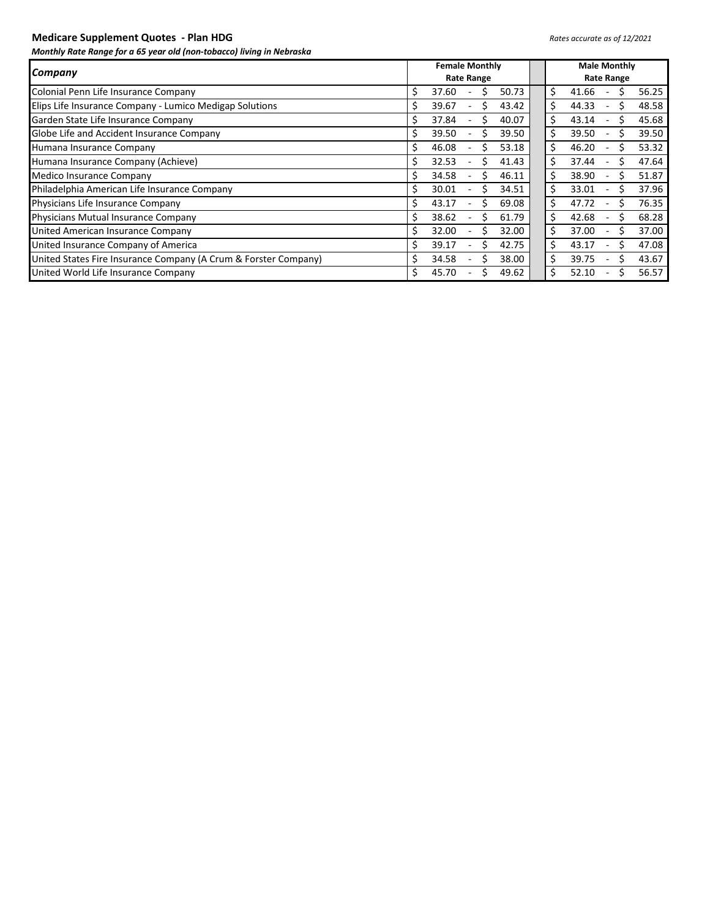**Medicare Supplement Quotes - Plan HDG**

*Rates accurate as of 12/2021*

***Monthly Rate Range for a 65 year old (non-tobacco) living in Nebraska***

| *Company* | Female Monthly Rate Range | Male Monthly Rate Range |
|---|---|---|
| Colonial Penn Life Insurance Company | $ 37.60 - $ 50.73 | $ 41.66 - $ 56.25 |
| Elips Life Insurance Company - Lumico Medigap Solutions | $ 39.67 - $ 43.42 | $ 44.33 - $ 48.58 |
| Garden State Life Insurance Company | $ 37.84 - $ 40.07 | $ 43.14 - $ 45.68 |
| Globe Life and Accident Insurance Company | $ 39.50 - $ 39.50 | $ 39.50 - $ 39.50 |
| Humana Insurance Company | $ 46.08 - $ 53.18 | $ 46.20 - $ 53.32 |
| Humana Insurance Company (Achieve) | $ 32.53 - $ 41.43 | $ 37.44 - $ 47.64 |
| Medico Insurance Company | $ 34.58 - $ 46.11 | $ 38.90 - $ 51.87 |
| Philadelphia American Life Insurance Company | $ 30.01 - $ 34.51 | $ 33.01 - $ 37.96 |
| Physicians Life Insurance Company | $ 43.17 - $ 69.08 | $ 47.72 - $ 76.35 |
| Physicians Mutual Insurance Company | $ 38.62 - $ 61.79 | $ 42.68 - $ 68.28 |
| United American Insurance Company | $ 32.00 - $ 32.00 | $ 37.00 - $ 37.00 |
| United Insurance Company of America | $ 39.17 - $ 42.75 | $ 43.17 - $ 47.08 |
| United States Fire Insurance Company (A Crum & Forster Company) | $ 34.58 - $ 38.00 | $ 39.75 - $ 43.67 |
| United World Life Insurance Company | $ 45.70 - $ 49.62 | $ 52.10 - $ 56.57 |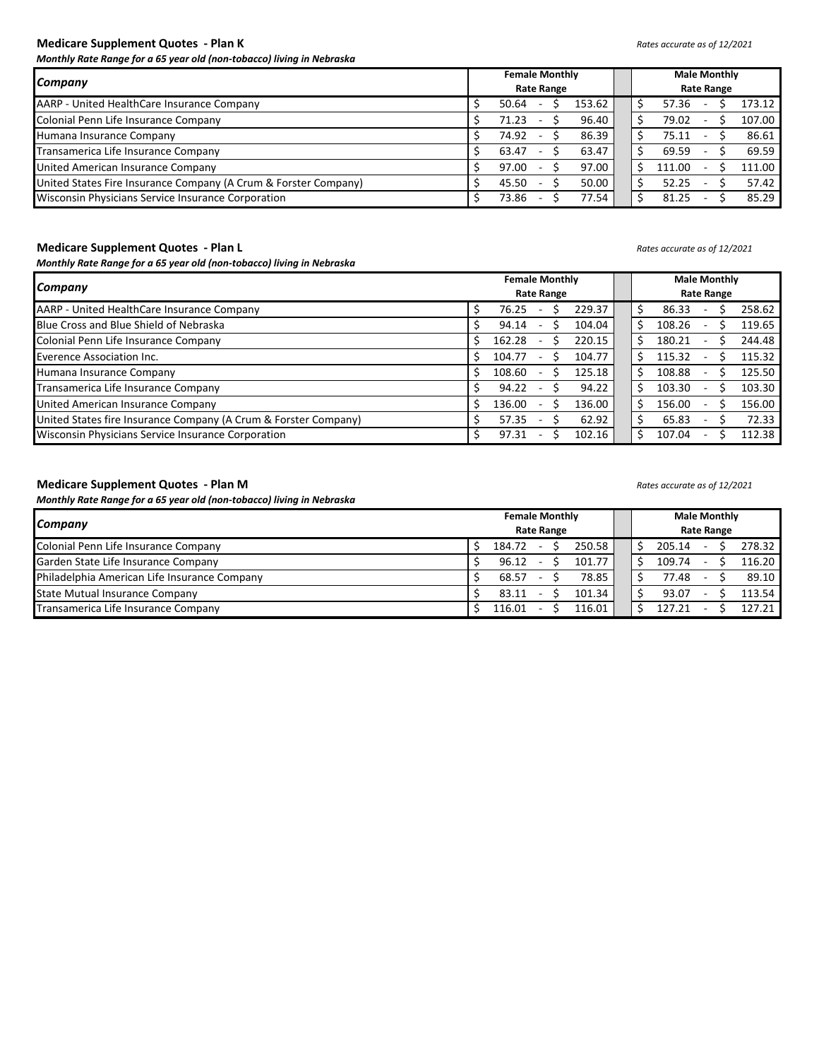**Medicare Supplement Quotes - Plan K**

*Rates accurate as of 12/2021*

***Monthly Rate Range for a 65 year old (non-tobacco) living in Nebraska***

| *Company* | Female Monthly Rate Range | Male Monthly Rate Range |
|---|---|---|
| AARP - United HealthCare Insurance Company | $ 50.64 - $ 153.62 | $ 57.36 - $ 173.12 |
| Colonial Penn Life Insurance Company | $ 71.23 - $ 96.40 | $ 79.02 - $ 107.00 |
| Humana Insurance Company | $ 74.92 - $ 86.39 | $ 75.11 - $ 86.61 |
| Transamerica Life Insurance Company | $ 63.47 - $ 63.47 | $ 69.59 - $ 69.59 |
| United American Insurance Company | $ 97.00 - $ 97.00 | $ 111.00 - $ 111.00 |
| United States Fire Insurance Company (A Crum & Forster Company) | $ 45.50 - $ 50.00 | $ 52.25 - $ 57.42 |
| Wisconsin Physicians Service Insurance Corporation | $ 73.86 - $ 77.54 | $ 81.25 - $ 85.29 |

**Medicare Supplement Quotes - Plan L**

*Rates accurate as of 12/2021*

***Monthly Rate Range for a 65 year old (non-tobacco) living in Nebraska***

| *Company* | Female Monthly Rate Range | Male Monthly Rate Range |
|---|---|---|
| AARP - United HealthCare Insurance Company | $ 76.25 - $ 229.37 | $ 86.33 - $ 258.62 |
| Blue Cross and Blue Shield of Nebraska | $ 94.14 - $ 104.04 | $ 108.26 - $ 119.65 |
| Colonial Penn Life Insurance Company | $ 162.28 - $ 220.15 | $ 180.21 - $ 244.48 |
| Everence Association Inc. | $ 104.77 - $ 104.77 | $ 115.32 - $ 115.32 |
| Humana Insurance Company | $ 108.60 - $ 125.18 | $ 108.88 - $ 125.50 |
| Transamerica Life Insurance Company | $ 94.22 - $ 94.22 | $ 103.30 - $ 103.30 |
| United American Insurance Company | $ 136.00 - $ 136.00 | $ 156.00 - $ 156.00 |
| United States fire Insurance Company (A Crum & Forster Company) | $ 57.35 - $ 62.92 | $ 65.83 - $ 72.33 |
| Wisconsin Physicians Service Insurance Corporation | $ 97.31 - $ 102.16 | $ 107.04 - $ 112.38 |

**Medicare Supplement Quotes - Plan M**

*Rates accurate as of 12/2021*

***Monthly Rate Range for a 65 year old (non-tobacco) living in Nebraska***

| *Company* | Female Monthly Rate Range | Male Monthly Rate Range |
|---|---|---|
| Colonial Penn Life Insurance Company | $ 184.72 - $ 250.58 | $ 205.14 - $ 278.32 |
| Garden State Life Insurance Company | $ 96.12 - $ 101.77 | $ 109.74 - $ 116.20 |
| Philadelphia American Life Insurance Company | $ 68.57 - $ 78.85 | $ 77.48 - $ 89.10 |
| State Mutual Insurance Company | $ 83.11 - $ 101.34 | $ 93.07 - $ 113.54 |
| Transamerica Life Insurance Company | $ 116.01 - $ 116.01 | $ 127.21 - $ 127.21 |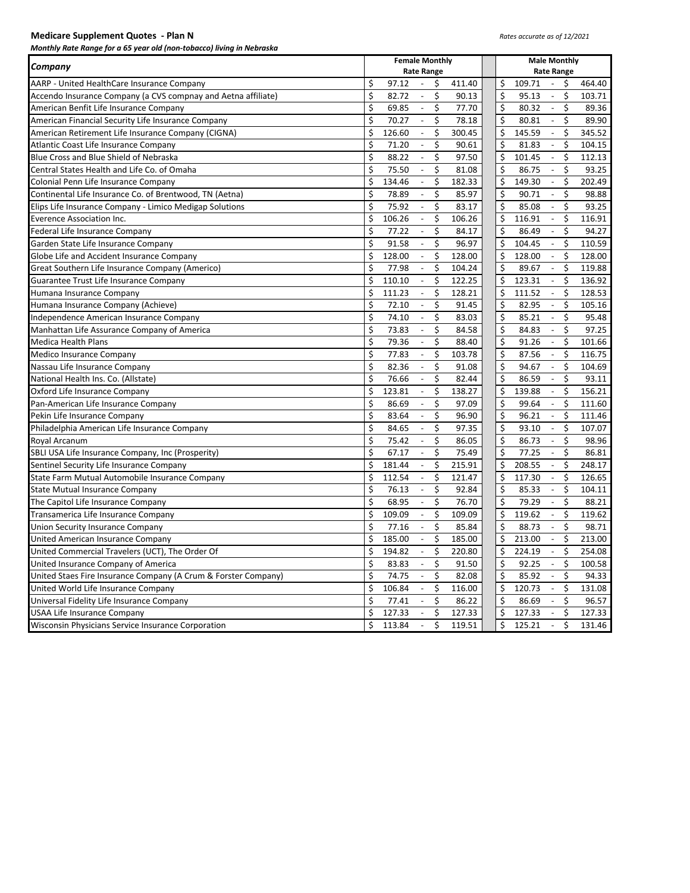**Medicare Supplement Quotes - Plan N**

*Rates accurate as of 12/2021*

***Monthly Rate Range for a 65 year old (non-tobacco) living in Nebraska***

| Company | Female Monthly Rate Range | Male Monthly Rate Range |
|---|---|---|
| AARP - United HealthCare Insurance Company | $ 97.12 - $ 411.40 | $ 109.71 - $ 464.40 |
| Accendo Insurance Company (a CVS compnay and Aetna affiliate) | $ 82.72 - $ 90.13 | $ 95.13 - $ 103.71 |
| American Benfit Life Insurance Company | $ 69.85 - $ 77.70 | $ 80.32 - $ 89.36 |
| American Financial Security Life Insurance Company | $ 70.27 - $ 78.18 | $ 80.81 - $ 89.90 |
| American Retirement Life Insurance Company (CIGNA) | $ 126.60 - $ 300.45 | $ 145.59 - $ 345.52 |
| Atlantic Coast Life Insurance Company | $ 71.20 - $ 90.61 | $ 81.83 - $ 104.15 |
| Blue Cross and Blue Shield of Nebraska | $ 88.22 - $ 97.50 | $ 101.45 - $ 112.13 |
| Central States Health and Life Co. of Omaha | $ 75.50 - $ 81.08 | $ 86.75 - $ 93.25 |
| Colonial Penn Life Insurance Company | $ 134.46 - $ 182.33 | $ 149.30 - $ 202.49 |
| Continental Life Insurance Co. of Brentwood, TN (Aetna) | $ 78.89 - $ 85.97 | $ 90.71 - $ 98.88 |
| Elips Life Insurance Company - Limico Medigap Solutions | $ 75.92 - $ 83.17 | $ 85.08 - $ 93.25 |
| Everence Association Inc. | $ 106.26 - $ 106.26 | $ 116.91 - $ 116.91 |
| Federal Life Insurance Company | $ 77.22 - $ 84.17 | $ 86.49 - $ 94.27 |
| Garden State Life Insurance Company | $ 91.58 - $ 96.97 | $ 104.45 - $ 110.59 |
| Globe Life and Accident Insurance Company | $ 128.00 - $ 128.00 | $ 128.00 - $ 128.00 |
| Great Southern Life Insurance Company (Americo) | $ 77.98 - $ 104.24 | $ 89.67 - $ 119.88 |
| Guarantee Trust Life Insurance Company | $ 110.10 - $ 122.25 | $ 123.31 - $ 136.92 |
| Humana Insurance Company | $ 111.23 - $ 128.21 | $ 111.52 - $ 128.53 |
| Humana Insurance Company (Achieve) | $ 72.10 - $ 91.45 | $ 82.95 - $ 105.16 |
| Independence American Insurance Company | $ 74.10 - $ 83.03 | $ 85.21 - $ 95.48 |
| Manhattan Life Assurance Company of America | $ 73.83 - $ 84.58 | $ 84.83 - $ 97.25 |
| Medica Health Plans | $ 79.36 - $ 88.40 | $ 91.26 - $ 101.66 |
| Medico Insurance Company | $ 77.83 - $ 103.78 | $ 87.56 - $ 116.75 |
| Nassau Life Insurance Company | $ 82.36 - $ 91.08 | $ 94.67 - $ 104.69 |
| National Health Ins. Co. (Allstate) | $ 76.66 - $ 82.44 | $ 86.59 - $ 93.11 |
| Oxford Life Insurance Company | $ 123.81 - $ 138.27 | $ 139.88 - $ 156.21 |
| Pan-American Life Insurance Company | $ 86.69 - $ 97.09 | $ 99.64 - $ 111.60 |
| Pekin Life Insurance Company | $ 83.64 - $ 96.90 | $ 96.21 - $ 111.46 |
| Philadelphia American Life Insurance Company | $ 84.65 - $ 97.35 | $ 93.10 - $ 107.07 |
| Royal Arcanum | $ 75.42 - $ 86.05 | $ 86.73 - $ 98.96 |
| SBLI USA Life Insurance Company, Inc (Prosperity) | $ 67.17 - $ 75.49 | $ 77.25 - $ 86.81 |
| Sentinel Security Life Insurance Company | $ 181.44 - $ 215.91 | $ 208.55 - $ 248.17 |
| State Farm Mutual Automobile Insurance Company | $ 112.54 - $ 121.47 | $ 117.30 - $ 126.65 |
| State Mutual Insurance Company | $ 76.13 - $ 92.84 | $ 85.33 - $ 104.11 |
| The Capitol Life Insurance Company | $ 68.95 - $ 76.70 | $ 79.29 - $ 88.21 |
| Transamerica Life Insurance Company | $ 109.09 - $ 109.09 | $ 119.62 - $ 119.62 |
| Union Security Insurance Company | $ 77.16 - $ 85.84 | $ 88.73 - $ 98.71 |
| United American Insurance Company | $ 185.00 - $ 185.00 | $ 213.00 - $ 213.00 |
| United Commercial Travelers (UCT), The Order Of | $ 194.82 - $ 220.80 | $ 224.19 - $ 254.08 |
| United Insurance Company of America | $ 83.83 - $ 91.50 | $ 92.25 - $ 100.58 |
| United Staes Fire Insurance Company (A Crum & Forster Company) | $ 74.75 - $ 82.08 | $ 85.92 - $ 94.33 |
| United World Life Insurance Company | $ 106.84 - $ 116.00 | $ 120.73 - $ 131.08 |
| Universal Fidelity Life Insurance Company | $ 77.41 - $ 86.22 | $ 86.69 - $ 96.57 |
| USAA Life Insurance Company | $ 127.33 - $ 127.33 | $ 127.33 - $ 127.33 |
| Wisconsin Physicians Service Insurance Corporation | $ 113.84 - $ 119.51 | $ 125.21 - $ 131.46 |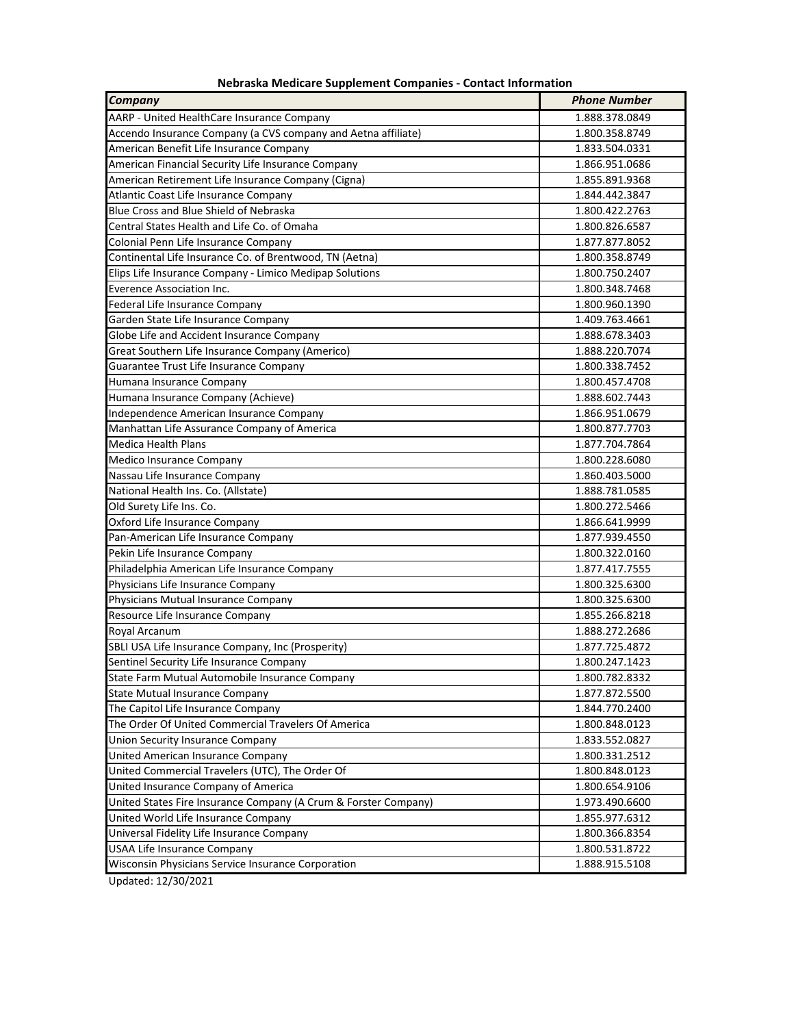**Nebraska Medicare Supplement Companies - Contact Information**

| ***Company*** | ***Phone Number*** |
|---|---|
| AARP - United HealthCare Insurance Company | 1.888.378.0849 |
| Accendo Insurance Company (a CVS company and Aetna affiliate) | 1.800.358.8749 |
| American Benefit Life Insurance Company | 1.833.504.0331 |
| American Financial Security Life Insurance Company | 1.866.951.0686 |
| American Retirement Life Insurance Company (Cigna) | 1.855.891.9368 |
| Atlantic Coast Life Insurance Company | 1.844.442.3847 |
| Blue Cross and Blue Shield of Nebraska | 1.800.422.2763 |
| Central States Health and Life Co. of Omaha | 1.800.826.6587 |
| Colonial Penn Life Insurance Company | 1.877.877.8052 |
| Continental Life Insurance Co. of Brentwood, TN (Aetna) | 1.800.358.8749 |
| Elips Life Insurance Company - Limico Medipap Solutions | 1.800.750.2407 |
| Everence Association Inc. | 1.800.348.7468 |
| Federal Life Insurance Company | 1.800.960.1390 |
| Garden State Life Insurance Company | 1.409.763.4661 |
| Globe Life and Accident Insurance Company | 1.888.678.3403 |
| Great Southern Life Insurance Company (Americo) | 1.888.220.7074 |
| Guarantee Trust Life Insurance Company | 1.800.338.7452 |
| Humana Insurance Company | 1.800.457.4708 |
| Humana Insurance Company (Achieve) | 1.888.602.7443 |
| Independence American Insurance Company | 1.866.951.0679 |
| Manhattan Life Assurance Company of America | 1.800.877.7703 |
| Medica Health Plans | 1.877.704.7864 |
| Medico Insurance Company | 1.800.228.6080 |
| Nassau Life Insurance Company | 1.860.403.5000 |
| National Health Ins. Co. (Allstate) | 1.888.781.0585 |
| Old Surety Life Ins. Co. | 1.800.272.5466 |
| Oxford Life Insurance Company | 1.866.641.9999 |
| Pan-American Life Insurance Company | 1.877.939.4550 |
| Pekin Life Insurance Company | 1.800.322.0160 |
| Philadelphia American Life Insurance Company | 1.877.417.7555 |
| Physicians Life Insurance Company | 1.800.325.6300 |
| Physicians Mutual Insurance Company | 1.800.325.6300 |
| Resource Life Insurance Company | 1.855.266.8218 |
| Royal Arcanum | 1.888.272.2686 |
| SBLI USA Life Insurance Company, Inc (Prosperity) | 1.877.725.4872 |
| Sentinel Security Life Insurance Company | 1.800.247.1423 |
| State Farm Mutual Automobile Insurance Company | 1.800.782.8332 |
| State Mutual Insurance Company | 1.877.872.5500 |
| The Capitol Life Insurance Company | 1.844.770.2400 |
| The Order Of United Commercial Travelers Of America | 1.800.848.0123 |
| Union Security Insurance Company | 1.833.552.0827 |
| United American Insurance Company | 1.800.331.2512 |
| United Commercial Travelers (UTC), The Order Of | 1.800.848.0123 |
| United Insurance Company of America | 1.800.654.9106 |
| United States Fire Insurance Company (A Crum & Forster Company) | 1.973.490.6600 |
| United World Life Insurance Company | 1.855.977.6312 |
| Universal Fidelity Life Insurance Company | 1.800.366.8354 |
| USAA Life Insurance Company | 1.800.531.8722 |
| Wisconsin Physicians Service Insurance Corporation | 1.888.915.5108 |

Updated: 12/30/2021